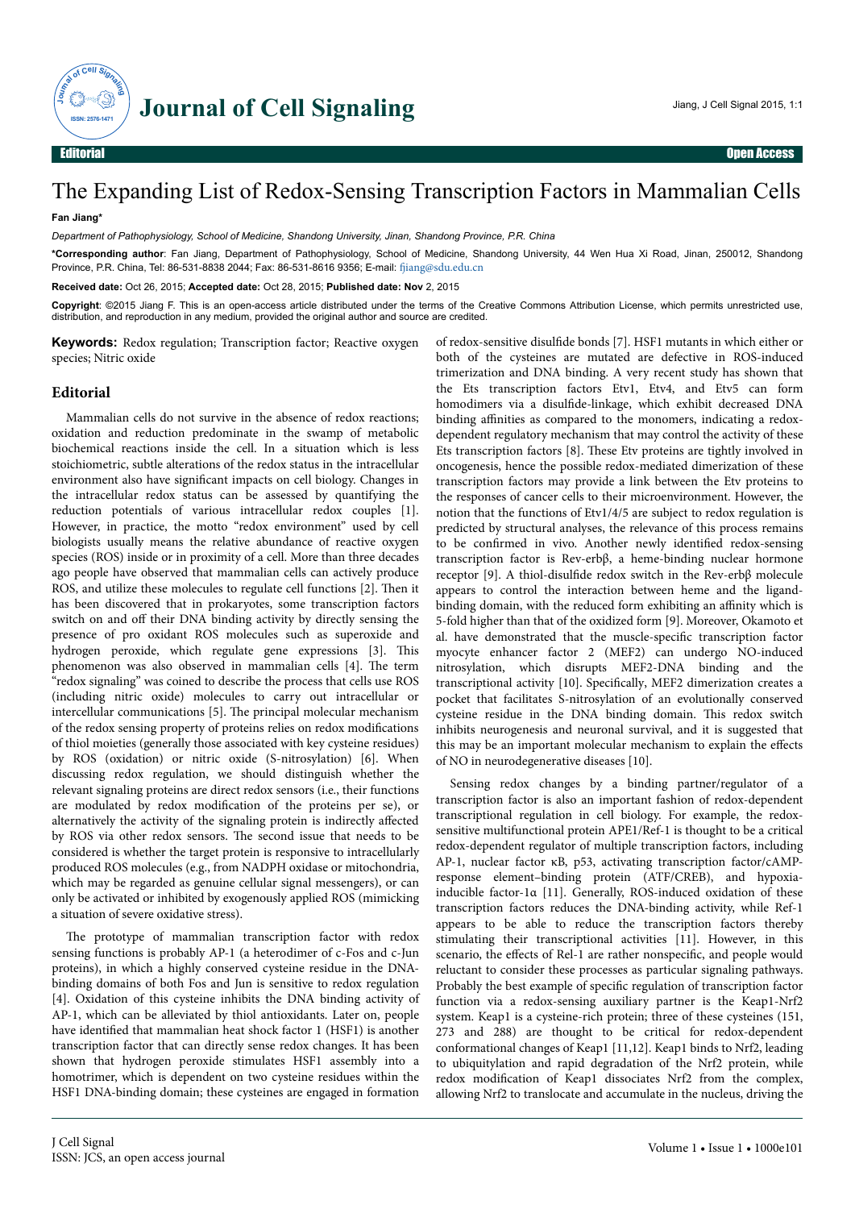# The Expanding List of Redox-Sensing Transcription Factors in Mammalian Cells

**Fan Jiang***

*Department of Pathophysiology, School of Medicine, Shandong University, Jinan, Shandong Province, P.R. China*

***Corresponding author**: Fan Jiang, Department of Pathophysiology, School of Medicine, Shandong University, 44 Wen Hua Xi Road, Jinan, 250012, Shandong Province, P.R. China, Tel: 86-531-8838 2044; Fax: 86-531-8616 9356; E-mail: fjiang@sdu.edu.cn

**Received date:** Oct 26, 2015; **Accepted date:** Oct 28, 2015; **Published date:** Nov 2, 2015

**Copyright**: ©2015 Jiang F. This is an open-access article distributed under the terms of the Creative Commons Attribution License, which permits unrestricted use, distribution, and reproduction in any medium, provided the original author and source are credited.

**Keywords:** Redox regulation; Transcription factor; Reactive oxygen species; Nitric oxide

## Editorial

Mammalian cells do not survive in the absence of redox reactions; oxidation and reduction predominate in the swamp of metabolic biochemical reactions inside the cell. In a situation which is less stoichiometric, subtle alterations of the redox status in the intracellular environment also have significant impacts on cell biology. Changes in the intracellular redox status can be assessed by quantifying the reduction potentials of various intracellular redox couples [1]. However, in practice, the motto "redox environment" used by cell biologists usually means the relative abundance of reactive oxygen species (ROS) inside or in proximity of a cell. More than three decades ago people have observed that mammalian cells can actively produce ROS, and utilize these molecules to regulate cell functions [2]. Then it has been discovered that in prokaryotes, some transcription factors switch on and off their DNA binding activity by directly sensing the presence of pro oxidant ROS molecules such as superoxide and hydrogen peroxide, which regulate gene expressions [3]. This phenomenon was also observed in mammalian cells [4]. The term "redox signaling" was coined to describe the process that cells use ROS (including nitric oxide) molecules to carry out intracellular or intercellular communications [5]. The principal molecular mechanism of the redox sensing property of proteins relies on redox modifications of thiol moieties (generally those associated with key cysteine residues) by ROS (oxidation) or nitric oxide (S-nitrosylation) [6]. When discussing redox regulation, we should distinguish whether the relevant signaling proteins are direct redox sensors (i.e., their functions are modulated by redox modification of the proteins per se), or alternatively the activity of the signaling protein is indirectly affected by ROS via other redox sensors. The second issue that needs to be considered is whether the target protein is responsive to intracellularly produced ROS molecules (e.g., from NADPH oxidase or mitochondria, which may be regarded as genuine cellular signal messengers), or can only be activated or inhibited by exogenously applied ROS (mimicking a situation of severe oxidative stress).

The prototype of mammalian transcription factor with redox sensing functions is probably AP-1 (a heterodimer of c-Fos and c-Jun proteins), in which a highly conserved cysteine residue in the DNA-binding domains of both Fos and Jun is sensitive to redox regulation [4]. Oxidation of this cysteine inhibits the DNA binding activity of AP-1, which can be alleviated by thiol antioxidants. Later on, people have identified that mammalian heat shock factor 1 (HSF1) is another transcription factor that can directly sense redox changes. It has been shown that hydrogen peroxide stimulates HSF1 assembly into a homotrimer, which is dependent on two cysteine residues within the HSF1 DNA-binding domain; these cysteines are engaged in formation of redox-sensitive disulfide bonds [7]. HSF1 mutants in which either or both of the cysteines are mutated are defective in ROS-induced trimerization and DNA binding. A very recent study has shown that the Ets transcription factors Etv1, Etv4, and Etv5 can form homodimers via a disulfide-linkage, which exhibit decreased DNA binding affinities as compared to the monomers, indicating a redox-dependent regulatory mechanism that may control the activity of these Ets transcription factors [8]. These Etv proteins are tightly involved in oncogenesis, hence the possible redox-mediated dimerization of these transcription factors may provide a link between the Etv proteins to the responses of cancer cells to their microenvironment. However, the notion that the functions of Etv1/4/5 are subject to redox regulation is predicted by structural analyses, the relevance of this process remains to be confirmed in vivo. Another newly identified redox-sensing transcription factor is Rev-erbβ, a heme-binding nuclear hormone receptor [9]. A thiol-disulfide redox switch in the Rev-erbβ molecule appears to control the interaction between heme and the ligand-binding domain, with the reduced form exhibiting an affinity which is 5-fold higher than that of the oxidized form [9]. Moreover, Okamoto et al. have demonstrated that the muscle-specific transcription factor myocyte enhancer factor 2 (MEF2) can undergo NO-induced nitrosylation, which disrupts MEF2-DNA binding and the transcriptional activity [10]. Specifically, MEF2 dimerization creates a pocket that facilitates S-nitrosylation of an evolutionally conserved cysteine residue in the DNA binding domain. This redox switch inhibits neurogenesis and neuronal survival, and it is suggested that this may be an important molecular mechanism to explain the effects of NO in neurodegenerative diseases [10].

Sensing redox changes by a binding partner/regulator of a transcription factor is also an important fashion of redox-dependent transcriptional regulation in cell biology. For example, the redox-sensitive multifunctional protein APE1/Ref-1 is thought to be a critical redox-dependent regulator of multiple transcription factors, including AP-1, nuclear factor κB, p53, activating transcription factor/cAMP-response element–binding protein (ATF/CREB), and hypoxia-inducible factor-1α [11]. Generally, ROS-induced oxidation of these transcription factors reduces the DNA-binding activity, while Ref-1 appears to be able to reduce the transcription factors thereby stimulating their transcriptional activities [11]. However, in this scenario, the effects of Rel-1 are rather nonspecific, and people would reluctant to consider these processes as particular signaling pathways. Probably the best example of specific regulation of transcription factor function via a redox-sensing auxiliary partner is the Keap1-Nrf2 system. Keap1 is a cysteine-rich protein; three of these cysteines (151, 273 and 288) are thought to be critical for redox-dependent conformational changes of Keap1 [11,12]. Keap1 binds to Nrf2, leading to ubiquitylation and rapid degradation of the Nrf2 protein, while redox modification of Keap1 dissociates Nrf2 from the complex, allowing Nrf2 to translocate and accumulate in the nucleus, driving the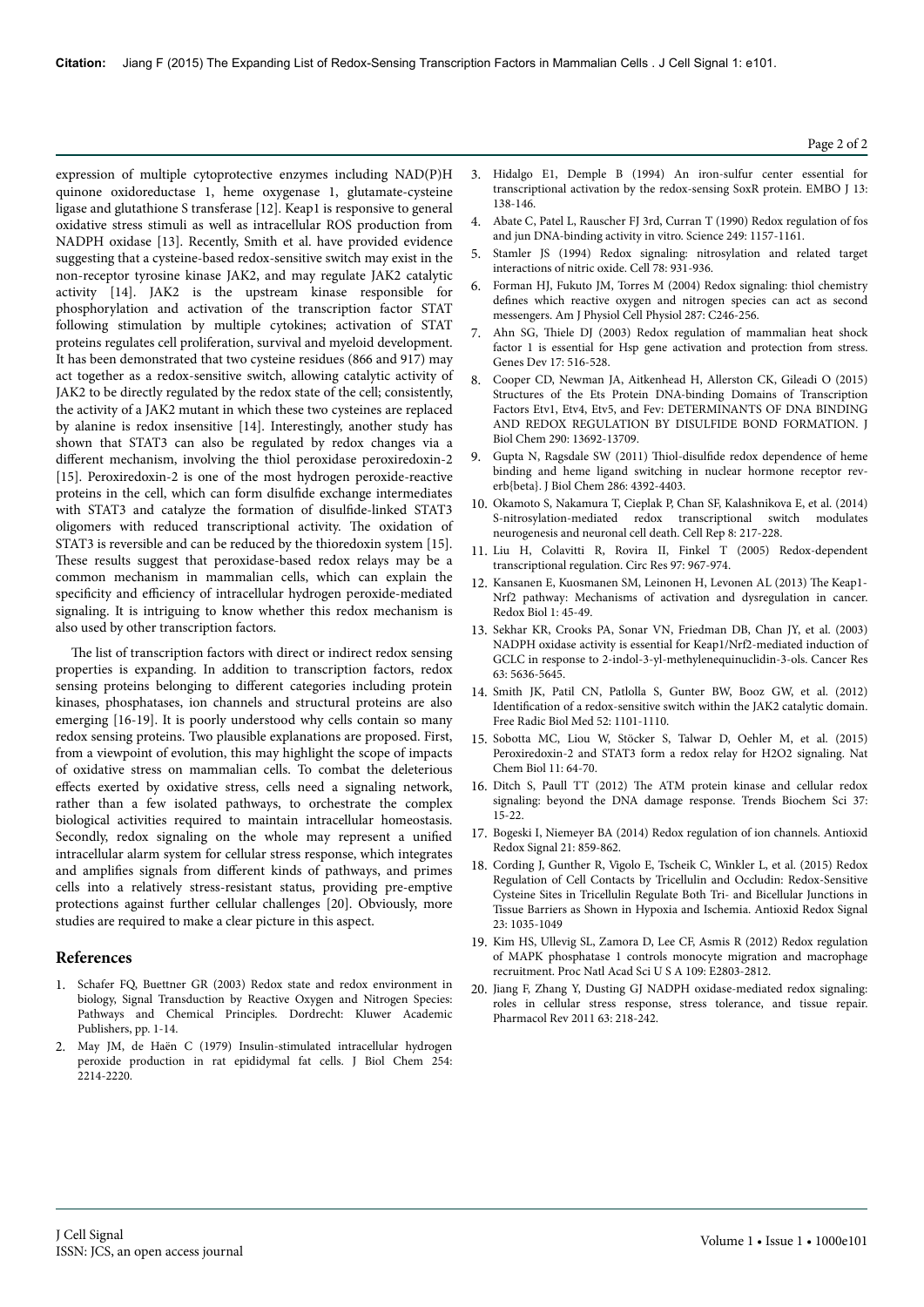expression of multiple cytoprotective enzymes including NAD(P)H quinone oxidoreductase 1, heme oxygenase 1, glutamate-cysteine ligase and glutathione S transferase [12]. Keap1 is responsive to general oxidative stress stimuli as well as intracellular ROS production from NADPH oxidase [13]. Recently, Smith et al. have provided evidence suggesting that a cysteine-based redox-sensitive switch may exist in the non-receptor tyrosine kinase JAK2, and may regulate JAK2 catalytic activity [14]. JAK2 is the upstream kinase responsible for phosphorylation and activation of the transcription factor STAT following stimulation by multiple cytokines; activation of STAT proteins regulates cell proliferation, survival and myeloid development. It has been demonstrated that two cysteine residues (866 and 917) may act together as a redox-sensitive switch, allowing catalytic activity of JAK2 to be directly regulated by the redox state of the cell; consistently, the activity of a JAK2 mutant in which these two cysteines are replaced by alanine is redox insensitive [14]. Interestingly, another study has shown that STAT3 can also be regulated by redox changes via a different mechanism, involving the thiol peroxidase peroxiredoxin-2 [15]. Peroxiredoxin-2 is one of the most hydrogen peroxide-reactive proteins in the cell, which can form disulfide exchange intermediates with STAT3 and catalyze the formation of disulfide-linked STAT3 oligomers with reduced transcriptional activity. The oxidation of STAT3 is reversible and can be reduced by the thioredoxin system [15]. These results suggest that peroxidase-based redox relays may be a common mechanism in mammalian cells, which can explain the specificity and efficiency of intracellular hydrogen peroxide-mediated signaling. It is intriguing to know whether this redox mechanism is also used by other transcription factors.

The list of transcription factors with direct or indirect redox sensing properties is expanding. In addition to transcription factors, redox sensing proteins belonging to different categories including protein kinases, phosphatases, ion channels and structural proteins are also emerging [16-19]. It is poorly understood why cells contain so many redox sensing proteins. Two plausible explanations are proposed. First, from a viewpoint of evolution, this may highlight the scope of impacts of oxidative stress on mammalian cells. To combat the deleterious effects exerted by oxidative stress, cells need a signaling network, rather than a few isolated pathways, to orchestrate the complex biological activities required to maintain intracellular homeostasis. Secondly, redox signaling on the whole may represent a unified intracellular alarm system for cellular stress response, which integrates and amplifies signals from different kinds of pathways, and primes cells into a relatively stress-resistant status, providing pre-emptive protections against further cellular challenges [20]. Obviously, more studies are required to make a clear picture in this aspect.

## References

1. Schafer FQ, Buettner GR (2003) Redox state and redox environment in biology, Signal Transduction by Reactive Oxygen and Nitrogen Species: Pathways and Chemical Principles. Dordrecht: Kluwer Academic Publishers, pp. 1-14.
2. May JM, de Haën C (1979) Insulin-stimulated intracellular hydrogen peroxide production in rat epididymal fat cells. J Biol Chem 254: 2214-2220.
3. Hidalgo E1, Demple B (1994) An iron-sulfur center essential for transcriptional activation by the redox-sensing SoxR protein. EMBO J 13: 138-146.
4. Abate C, Patel L, Rauscher FJ 3rd, Curran T (1990) Redox regulation of fos and jun DNA-binding activity in vitro. Science 249: 1157-1161.
5. Stamler JS (1994) Redox signaling: nitrosylation and related target interactions of nitric oxide. Cell 78: 931-936.
6. Forman HJ, Fukuto JM, Torres M (2004) Redox signaling: thiol chemistry defines which reactive oxygen and nitrogen species can act as second messengers. Am J Physiol Cell Physiol 287: C246-256.
7. Ahn SG, Thiele DJ (2003) Redox regulation of mammalian heat shock factor 1 is essential for Hsp gene activation and protection from stress. Genes Dev 17: 516-528.
8. Cooper CD, Newman JA, Aitkenhead H, Allerston CK, Gileadi O (2015) Structures of the Ets Protein DNA-binding Domains of Transcription Factors Etv1, Etv4, Etv5, and Fev: DETERMINANTS OF DNA BINDING AND REDOX REGULATION BY DISULFIDE BOND FORMATION. J Biol Chem 290: 13692-13709.
9. Gupta N, Ragsdale SW (2011) Thiol-disulfide redox dependence of heme binding and heme ligand switching in nuclear hormone receptor rev-erb{beta}. J Biol Chem 286: 4392-4403.
10. Okamoto S, Nakamura T, Cieplak P, Chan SF, Kalashnikova E, et al. (2014) S-nitrosylation-mediated redox transcriptional switch modulates neurogenesis and neuronal cell death. Cell Rep 8: 217-228.
11. Liu H, Colavitti R, Rovira II, Finkel T (2005) Redox-dependent transcriptional regulation. Circ Res 97: 967-974.
12. Kansanen E, Kuosmanen SM, Leinonen H, Levonen AL (2013) The Keap1-Nrf2 pathway: Mechanisms of activation and dysregulation in cancer. Redox Biol 1: 45-49.
13. Sekhar KR, Crooks PA, Sonar VN, Friedman DB, Chan JY, et al. (2003) NADPH oxidase activity is essential for Keap1/Nrf2-mediated induction of GCLC in response to 2-indol-3-yl-methylenequinuclidin-3-ols. Cancer Res 63: 5636-5645.
14. Smith JK, Patil CN, Patlolla S, Gunter BW, Booz GW, et al. (2012) Identification of a redox-sensitive switch within the JAK2 catalytic domain. Free Radic Biol Med 52: 1101-1110.
15. Sobotta MC, Liou W, Stöcker S, Talwar D, Oehler M, et al. (2015) Peroxiredoxin-2 and STAT3 form a redox relay for H2O2 signaling. Nat Chem Biol 11: 64-70.
16. Ditch S, Paull TT (2012) The ATM protein kinase and cellular redox signaling: beyond the DNA damage response. Trends Biochem Sci 37: 15-22.
17. Bogeski I, Niemeyer BA (2014) Redox regulation of ion channels. Antioxid Redox Signal 21: 859-862.
18. Cording J, Gunther R, Vigolo E, Tscheik C, Winkler L, et al. (2015) Redox Regulation of Cell Contacts by Tricellulin and Occludin: Redox-Sensitive Cysteine Sites in Tricellulin Regulate Both Tri- and Bicellular Junctions in Tissue Barriers as Shown in Hypoxia and Ischemia. Antioxid Redox Signal 23: 1035-1049
19. Kim HS, Ullevig SL, Zamora D, Lee CF, Asmis R (2012) Redox regulation of MAPK phosphatase 1 controls monocyte migration and macrophage recruitment. Proc Natl Acad Sci U S A 109: E2803-2812.
20. Jiang F, Zhang Y, Dusting GJ NADPH oxidase-mediated redox signaling: roles in cellular stress response, stress tolerance, and tissue repair. Pharmacol Rev 2011 63: 218-242.